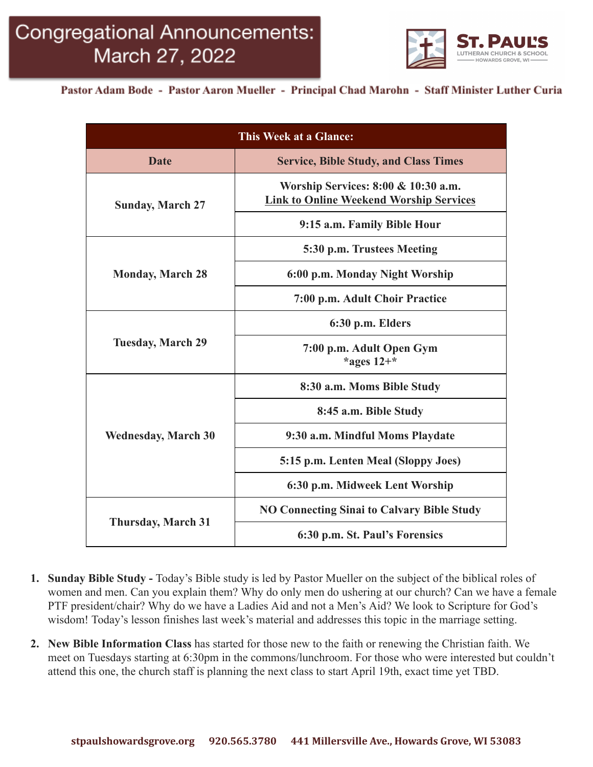# Congregational Announcements: March 27, 2022

**ST. PAUL'S**
LUTHERAN CHURCH & SCHOOL
HOWARDS GROVE, WI

**Pastor Adam Bode - Pastor Aaron Mueller - Principal Chad Marohn - Staff Minister Luther Curia**

| This Week at a Glance: | |
|---|---|
| **Date** | **Service, Bible Study, and Class Times** |
| **Sunday, March 27** | **Worship Services: 8:00 & 10:30 a.m.**<br>**Link to Online Weekend Worship Services** |
| | **9:15 a.m. Family Bible Hour** |
| **Monday, March 28** | **5:30 p.m. Trustees Meeting** |
| | **6:00 p.m. Monday Night Worship** |
| | **7:00 p.m. Adult Choir Practice** |
| **Tuesday, March 29** | **6:30 p.m. Elders** |
| | **7:00 p.m. Adult Open Gym**<br>**\*ages 12+\*** |
| **Wednesday, March 30** | **8:30 a.m. Moms Bible Study** |
| | **8:45 a.m. Bible Study** |
| | **9:30 a.m. Mindful Moms Playdate** |
| | **5:15 p.m. Lenten Meal (Sloppy Joes)** |
| | **6:30 p.m. Midweek Lent Worship** |
| **Thursday, March 31** | **NO Connecting Sinai to Calvary Bible Study** |
| | **6:30 p.m. St. Paul's Forensics** |

1. **Sunday Bible Study -** Today's Bible study is led by Pastor Mueller on the subject of the biblical roles of women and men. Can you explain them? Why do only men do ushering at our church? Can we have a female PTF president/chair? Why do we have a Ladies Aid and not a Men's Aid? We look to Scripture for God's wisdom! Today's lesson finishes last week's material and addresses this topic in the marriage setting.

2. **New Bible Information Class** has started for those new to the faith or renewing the Christian faith. We meet on Tuesdays starting at 6:30pm in the commons/lunchroom. For those who were interested but couldn't attend this one, the church staff is planning the next class to start April 19th, exact time yet TBD.

**stpaulshowardsgrove.org 920.565.3780 441 Millersville Ave., Howards Grove, WI 53083**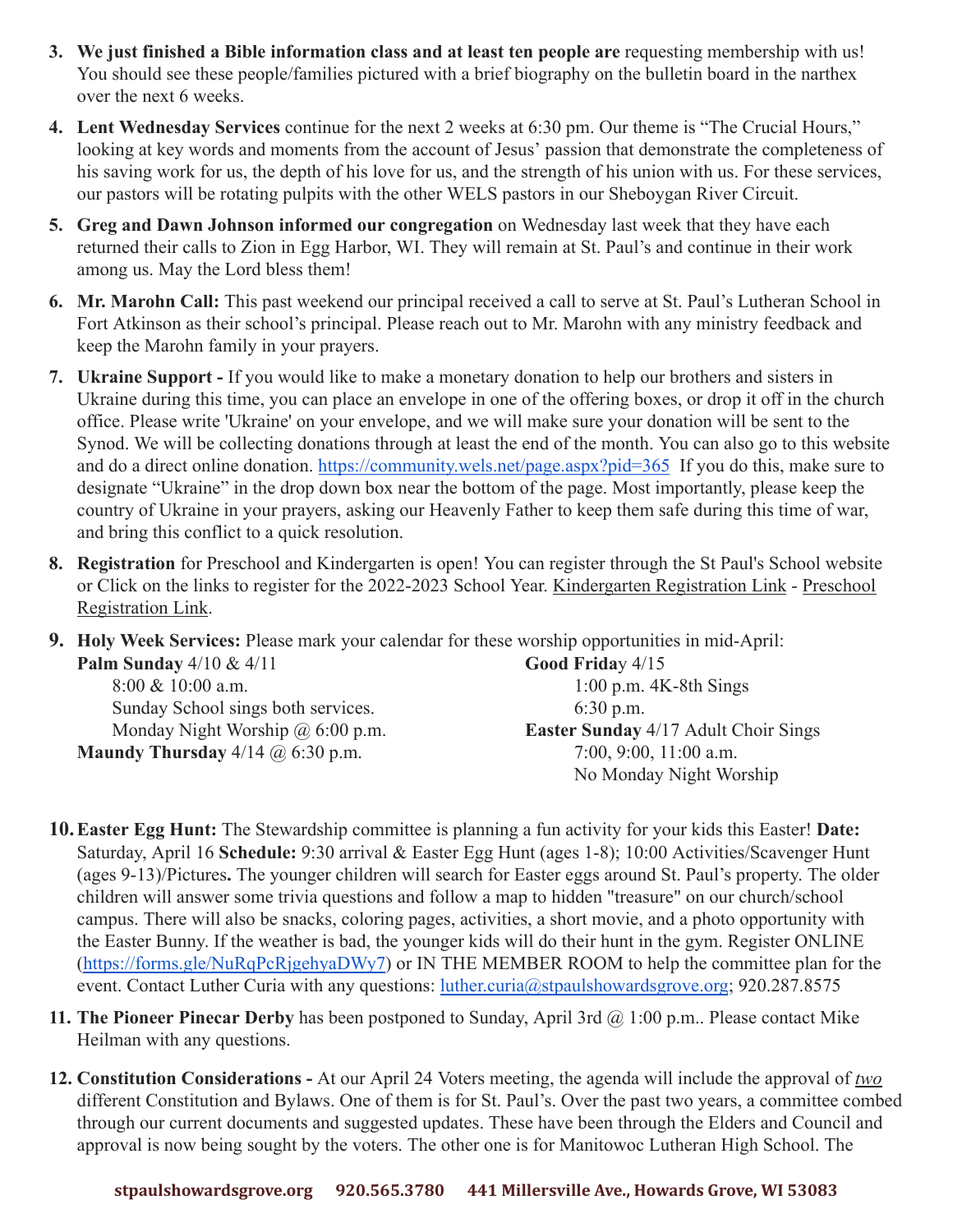3. **We just finished a Bible information class and at least ten people are** requesting membership with us! You should see these people/families pictured with a brief biography on the bulletin board in the narthex over the next 6 weeks.

4. **Lent Wednesday Services** continue for the next 2 weeks at 6:30 pm. Our theme is "The Crucial Hours," looking at key words and moments from the account of Jesus' passion that demonstrate the completeness of his saving work for us, the depth of his love for us, and the strength of his union with us. For these services, our pastors will be rotating pulpits with the other WELS pastors in our Sheboygan River Circuit.

5. **Greg and Dawn Johnson informed our congregation** on Wednesday last week that they have each returned their calls to Zion in Egg Harbor, WI. They will remain at St. Paul's and continue in their work among us. May the Lord bless them!

6. **Mr. Marohn Call:** This past weekend our principal received a call to serve at St. Paul's Lutheran School in Fort Atkinson as their school's principal. Please reach out to Mr. Marohn with any ministry feedback and keep the Marohn family in your prayers.

7. **Ukraine Support -** If you would like to make a monetary donation to help our brothers and sisters in Ukraine during this time, you can place an envelope in one of the offering boxes, or drop it off in the church office. Please write 'Ukraine' on your envelope, and we will make sure your donation will be sent to the Synod. We will be collecting donations through at least the end of the month. You can also go to this website and do a direct online donation. https://community.wels.net/page.aspx?pid=365 If you do this, make sure to designate "Ukraine" in the drop down box near the bottom of the page. Most importantly, please keep the country of Ukraine in your prayers, asking our Heavenly Father to keep them safe during this time of war, and bring this conflict to a quick resolution.

8. **Registration** for Preschool and Kindergarten is open! You can register through the St Paul's School website or Click on the links to register for the 2022-2023 School Year. Kindergarten Registration Link - Preschool Registration Link.

9. **Holy Week Services:** Please mark your calendar for these worship opportunities in mid-April:

   **Palm Sunday** 4/10 & 4/11
   8:00 & 10:00 a.m.
   Sunday School sings both services.
   Monday Night Worship @ 6:00 p.m.

   **Maundy Thursday** 4/14 @ 6:30 p.m.

   **Good Friday** 4/15
   1:00 p.m. 4K-8th Sings
   6:30 p.m.

   **Easter Sunday** 4/17 Adult Choir Sings
   7:00, 9:00, 11:00 a.m.
   No Monday Night Worship

10. **Easter Egg Hunt:** The Stewardship committee is planning a fun activity for your kids this Easter! **Date:** Saturday, April 16 **Schedule:** 9:30 arrival & Easter Egg Hunt (ages 1-8); 10:00 Activities/Scavenger Hunt (ages 9-13)/Pictures**.** The younger children will search for Easter eggs around St. Paul's property. The older children will answer some trivia questions and follow a map to hidden "treasure" on our church/school campus. There will also be snacks, coloring pages, activities, a short movie, and a photo opportunity with the Easter Bunny. If the weather is bad, the younger kids will do their hunt in the gym. Register ONLINE (https://forms.gle/NuRqPcRjgehyaDWy7) or IN THE MEMBER ROOM to help the committee plan for the event. Contact Luther Curia with any questions: luther.curia@stpaulshowardsgrove.org; 920.287.8575

11. **The Pioneer Pinecar Derby** has been postponed to Sunday, April 3rd @ 1:00 p.m.. Please contact Mike Heilman with any questions.

12. **Constitution Considerations -** At our April 24 Voters meeting, the agenda will include the approval of ***two*** different Constitution and Bylaws. One of them is for St. Paul's. Over the past two years, a committee combed through our current documents and suggested updates. These have been through the Elders and Council and approval is now being sought by the voters. The other one is for Manitowoc Lutheran High School. The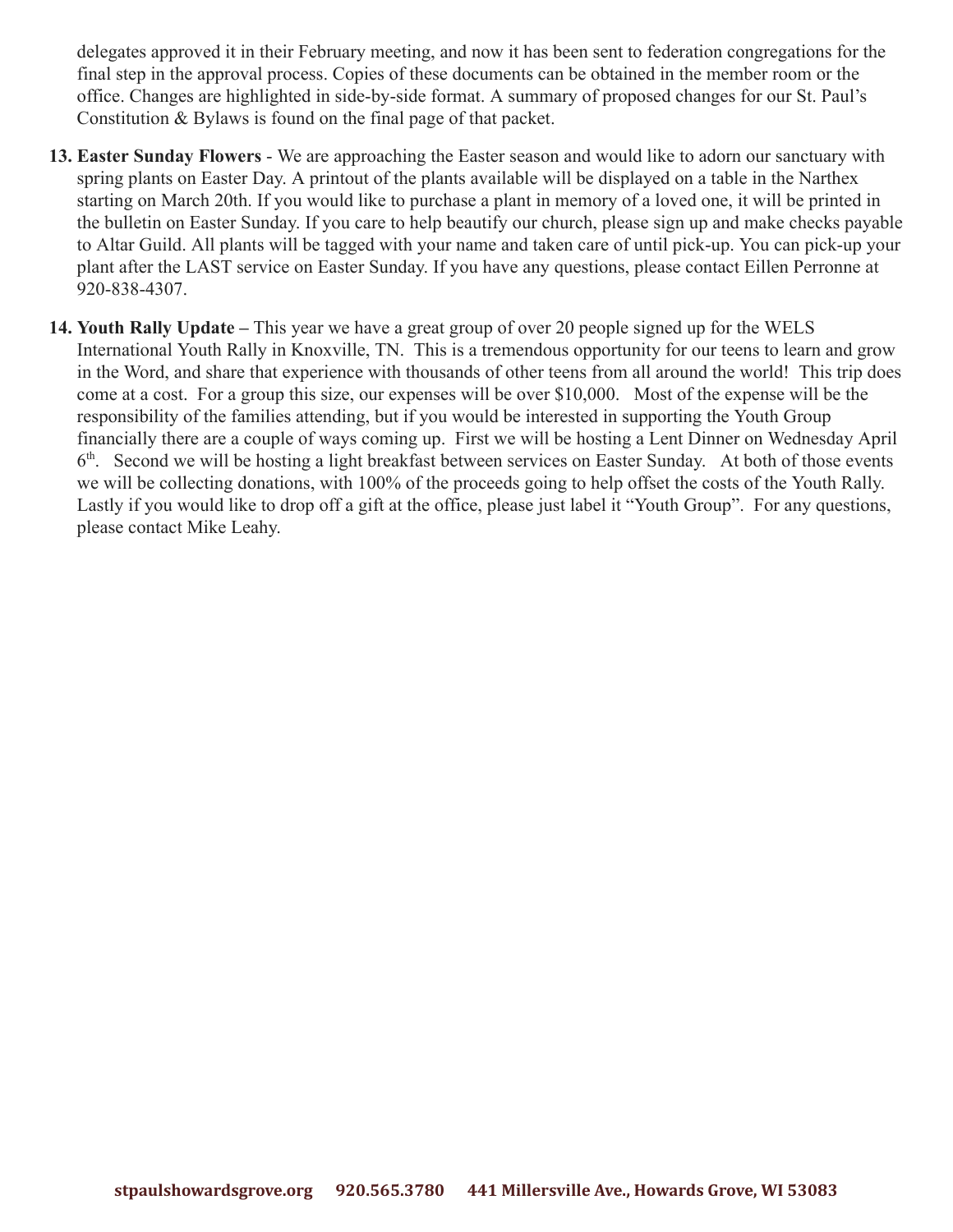delegates approved it in their February meeting, and now it has been sent to federation congregations for the final step in the approval process. Copies of these documents can be obtained in the member room or the office. Changes are highlighted in side-by-side format. A summary of proposed changes for our St. Paul's Constitution & Bylaws is found on the final page of that packet.

13. **Easter Sunday Flowers** - We are approaching the Easter season and would like to adorn our sanctuary with spring plants on Easter Day. A printout of the plants available will be displayed on a table in the Narthex starting on March 20th. If you would like to purchase a plant in memory of a loved one, it will be printed in the bulletin on Easter Sunday. If you care to help beautify our church, please sign up and make checks payable to Altar Guild. All plants will be tagged with your name and taken care of until pick-up. You can pick-up your plant after the LAST service on Easter Sunday. If you have any questions, please contact Eillen Perronne at 920-838-4307.

14. **Youth Rally Update –** This year we have a great group of over 20 people signed up for the WELS International Youth Rally in Knoxville, TN. This is a tremendous opportunity for our teens to learn and grow in the Word, and share that experience with thousands of other teens from all around the world! This trip does come at a cost. For a group this size, our expenses will be over $10,000. Most of the expense will be the responsibility of the families attending, but if you would be interested in supporting the Youth Group financially there are a couple of ways coming up. First we will be hosting a Lent Dinner on Wednesday April 6th. Second we will be hosting a light breakfast between services on Easter Sunday. At both of those events we will be collecting donations, with 100% of the proceeds going to help offset the costs of the Youth Rally. Lastly if you would like to drop off a gift at the office, please just label it "Youth Group". For any questions, please contact Mike Leahy.

**stpaulshowardsgrove.org 920.565.3780 441 Millersville Ave., Howards Grove, WI 53083**